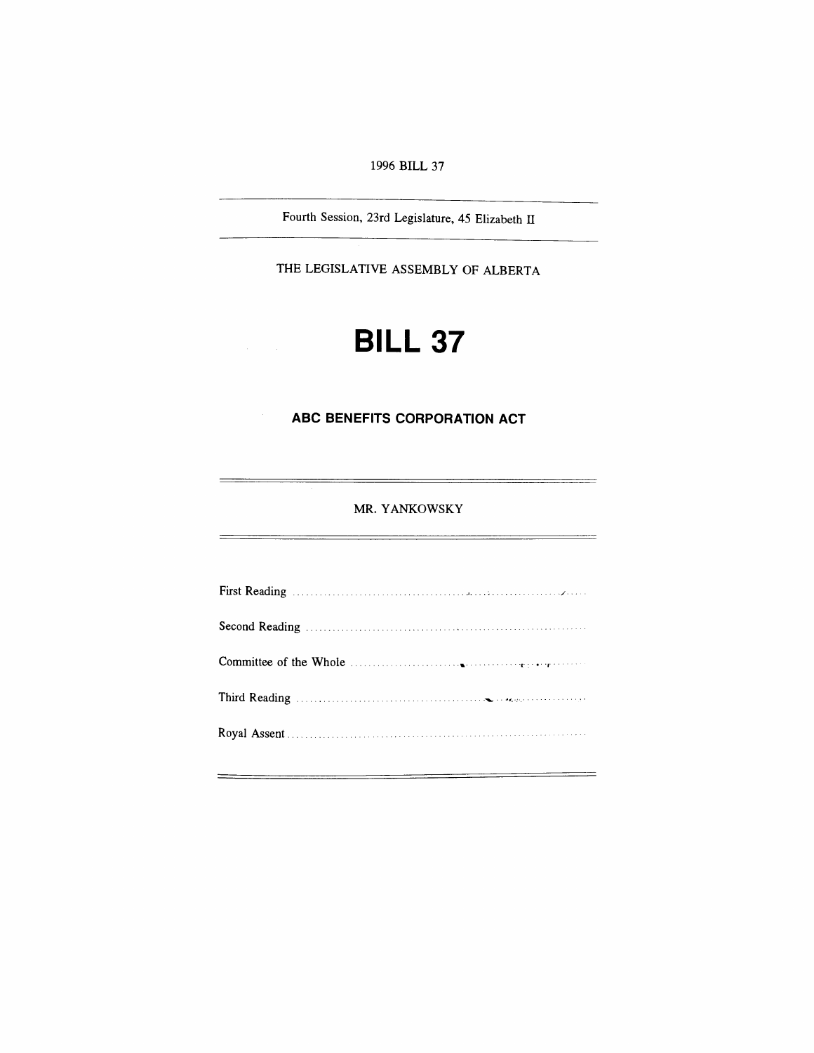1996 BILL 37

---

Fourth Session, 23rd Legislature, 45 Elizabeth II

---

THE LEGISLATIVE ASSEMBLY OF ALBERTA

# BILL 37

## ABC BENEFITS CORPORATION ACT

---

MR. YANKOWSKY

---

First Reading .......................................................................

Second Reading .......................................................................

Committee of the Whole .......................................................................

Third Reading .......................................................................

Royal Assent .......................................................................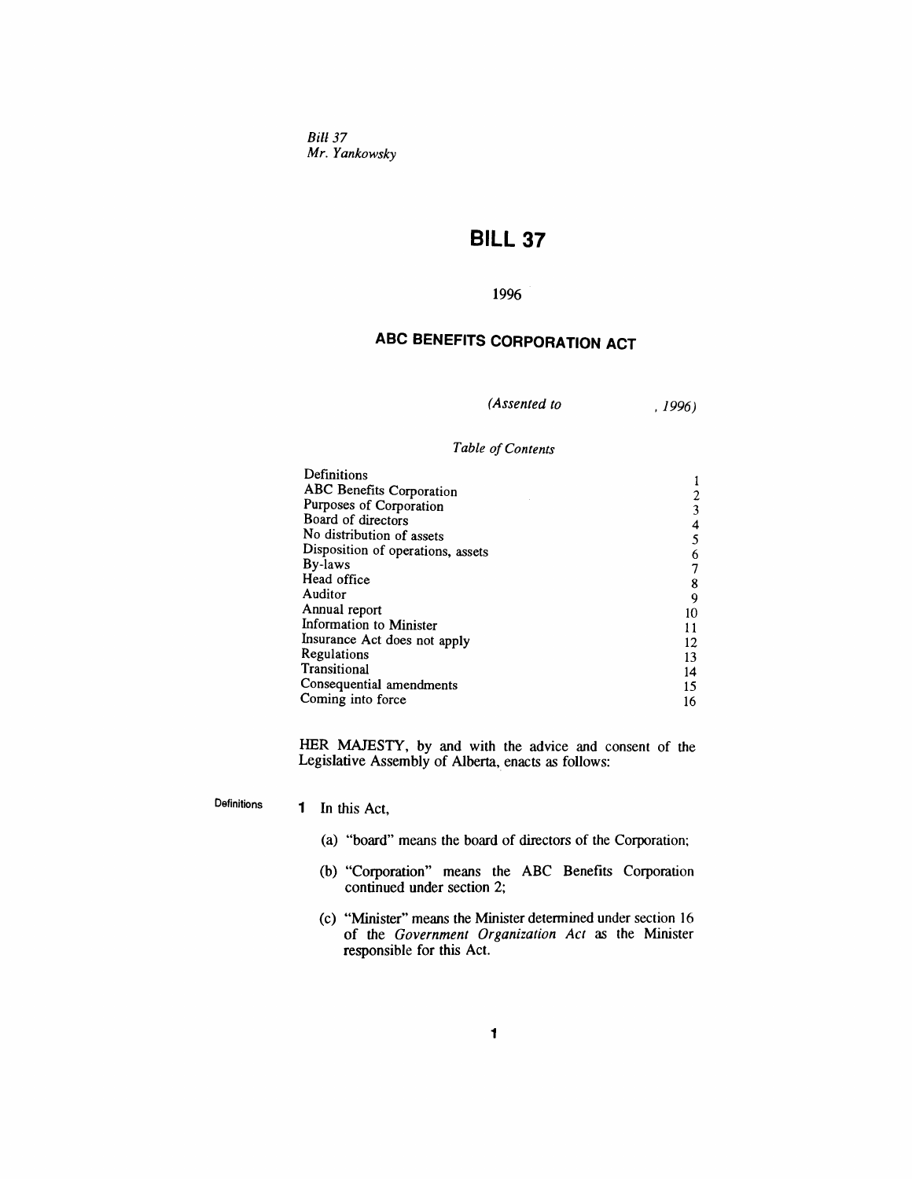*Bill 37*
*Mr. Yankowsky*

# BILL 37

1996

## ABC BENEFITS CORPORATION ACT

*(Assented to , 1996)*

*Table of Contents*

| | |
|---|---|
| Definitions | 1 |
| ABC Benefits Corporation | 2 |
| Purposes of Corporation | 3 |
| Board of directors | 4 |
| No distribution of assets | 5 |
| Disposition of operations, assets | 6 |
| By-laws | 7 |
| Head office | 8 |
| Auditor | 9 |
| Annual report | 10 |
| Information to Minister | 11 |
| Insurance Act does not apply | 12 |
| Regulations | 13 |
| Transitional | 14 |
| Consequential amendments | 15 |
| Coming into force | 16 |

HER MAJESTY, by and with the advice and consent of the Legislative Assembly of Alberta, enacts as follows:

Definitions

**1** In this Act,

(a) "board" means the board of directors of the Corporation;

(b) "Corporation" means the ABC Benefits Corporation continued under section 2;

(c) "Minister" means the Minister determined under section 16 of the *Government Organization Act* as the Minister responsible for this Act.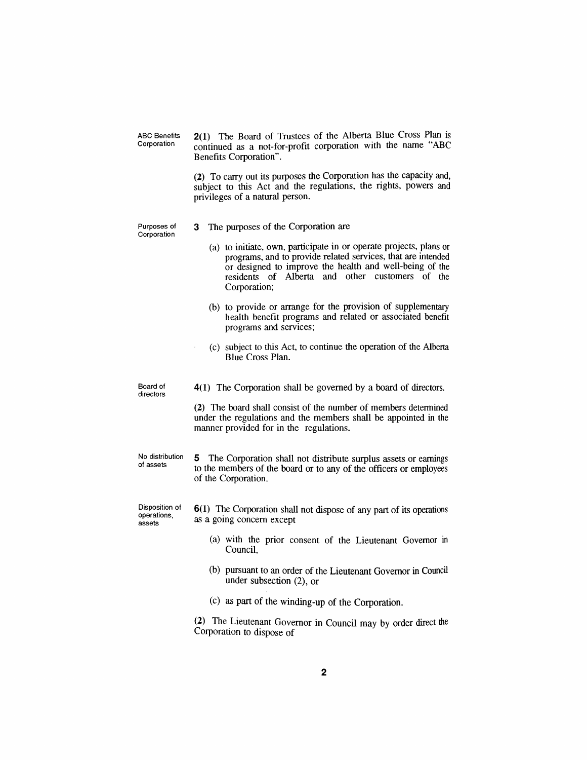**ABC Benefits Corporation**

**2(1)** The Board of Trustees of the Alberta Blue Cross Plan is continued as a not-for-profit corporation with the name "ABC Benefits Corporation".

**(2)** To carry out its purposes the Corporation has the capacity and, subject to this Act and the regulations, the rights, powers and privileges of a natural person.

**Purposes of Corporation**

**3** The purposes of the Corporation are

(a) to initiate, own, participate in or operate projects, plans or programs, and to provide related services, that are intended or designed to improve the health and well-being of the residents of Alberta and other customers of the Corporation;

(b) to provide or arrange for the provision of supplementary health benefit programs and related or associated benefit programs and services;

(c) subject to this Act, to continue the operation of the Alberta Blue Cross Plan.

**Board of directors**

**4(1)** The Corporation shall be governed by a board of directors.

**(2)** The board shall consist of the number of members determined under the regulations and the members shall be appointed in the manner provided for in the regulations.

**No distribution of assets**

**5** The Corporation shall not distribute surplus assets or earnings to the members of the board or to any of the officers or employees of the Corporation.

**Disposition of operations, assets**

**6(1)** The Corporation shall not dispose of any part of its operations as a going concern except

(a) with the prior consent of the Lieutenant Governor in Council,

(b) pursuant to an order of the Lieutenant Governor in Council under subsection (2), or

(c) as part of the winding-up of the Corporation.

**(2)** The Lieutenant Governor in Council may by order direct the Corporation to dispose of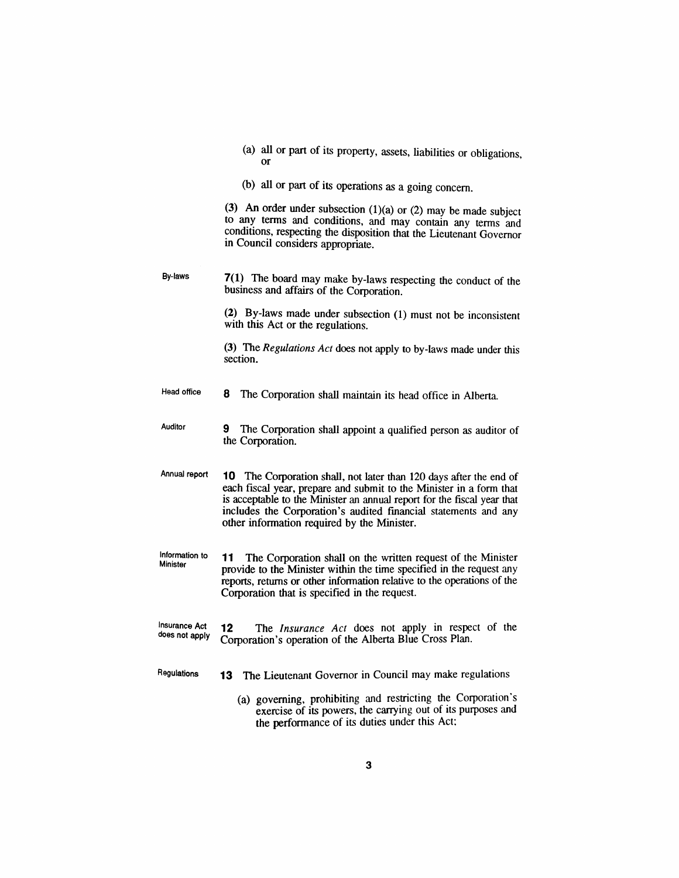(a) all or part of its property, assets, liabilities or obligations, or

(b) all or part of its operations as a going concern.

(3) An order under subsection (1)(a) or (2) may be made subject to any terms and conditions, and may contain any terms and conditions, respecting the disposition that the Lieutenant Governor in Council considers appropriate.

By-laws

**7(1)** The board may make by-laws respecting the conduct of the business and affairs of the Corporation.

(2) By-laws made under subsection (1) must not be inconsistent with this Act or the regulations.

(3) The *Regulations Act* does not apply to by-laws made under this section.

Head office

**8** The Corporation shall maintain its head office in Alberta.

Auditor

**9** The Corporation shall appoint a qualified person as auditor of the Corporation.

Annual report

**10** The Corporation shall, not later than 120 days after the end of each fiscal year, prepare and submit to the Minister in a form that is acceptable to the Minister an annual report for the fiscal year that includes the Corporation's audited financial statements and any other information required by the Minister.

Information to Minister

**11** The Corporation shall on the written request of the Minister provide to the Minister within the time specified in the request any reports, returns or other information relative to the operations of the Corporation that is specified in the request.

Insurance Act does not apply

**12** The *Insurance Act* does not apply in respect of the Corporation's operation of the Alberta Blue Cross Plan.

Regulations

**13** The Lieutenant Governor in Council may make regulations

(a) governing, prohibiting and restricting the Corporation's exercise of its powers, the carrying out of its purposes and the performance of its duties under this Act;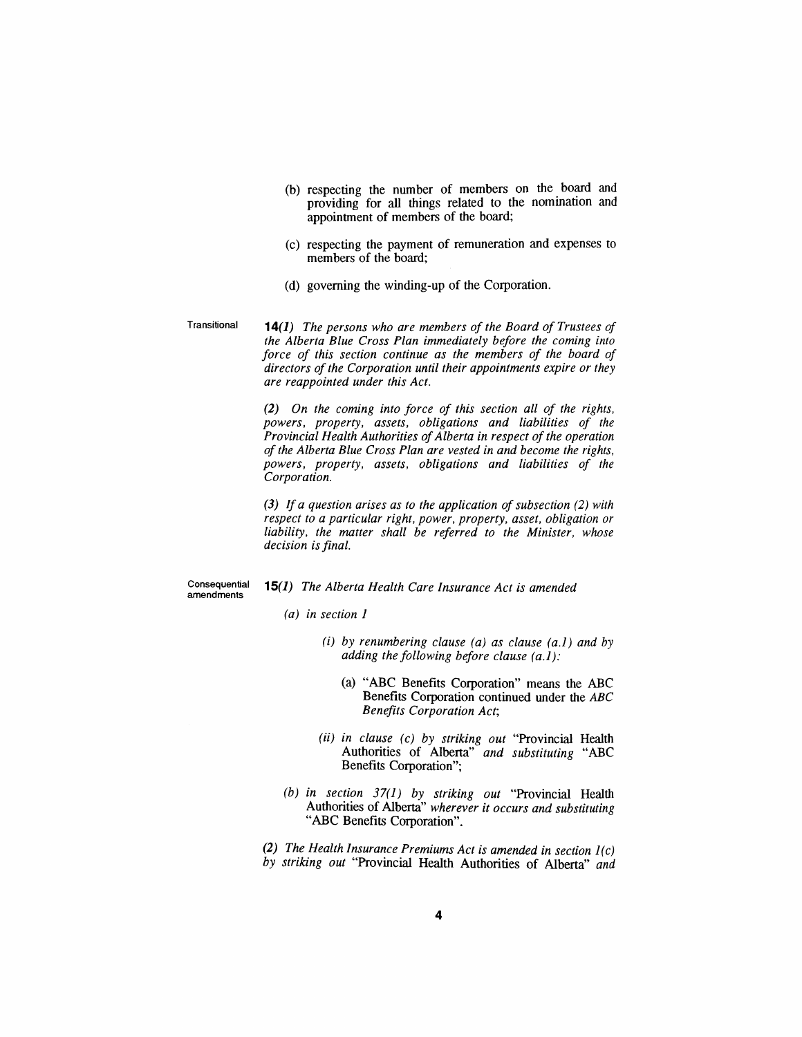(b) respecting the number of members on the board and providing for all things related to the nomination and appointment of members of the board;

(c) respecting the payment of remuneration and expenses to members of the board;

(d) governing the winding-up of the Corporation.

Transitional

**14**(*1*) *The persons who are members of the Board of Trustees of the Alberta Blue Cross Plan immediately before the coming into force of this section continue as the members of the board of directors of the Corporation until their appointments expire or they are reappointed under this Act.*

*(2) On the coming into force of this section all of the rights, powers, property, assets, obligations and liabilities of the Provincial Health Authorities of Alberta in respect of the operation of the Alberta Blue Cross Plan are vested in and become the rights, powers, property, assets, obligations and liabilities of the Corporation.*

*(3) If a question arises as to the application of subsection (2) with respect to a particular right, power, property, asset, obligation or liability, the matter shall be referred to the Minister, whose decision is final.*

Consequential amendments

**15**(*1*) *The Alberta Health Care Insurance Act is amended*

*(a) in section 1*

*(i) by renumbering clause (a) as clause (a.1) and by adding the following before clause (a.1):*

(a) "ABC Benefits Corporation" means the ABC Benefits Corporation continued under the *ABC Benefits Corporation Act*;

*(ii) in clause (c) by striking out* "Provincial Health Authorities of Alberta" *and substituting* "ABC Benefits Corporation";

*(b) in section 37(1) by striking out* "Provincial Health Authorities of Alberta" *wherever it occurs and substituting* "ABC Benefits Corporation".

*(2) The Health Insurance Premiums Act is amended in section 1(c) by striking out* "Provincial Health Authorities of Alberta" *and*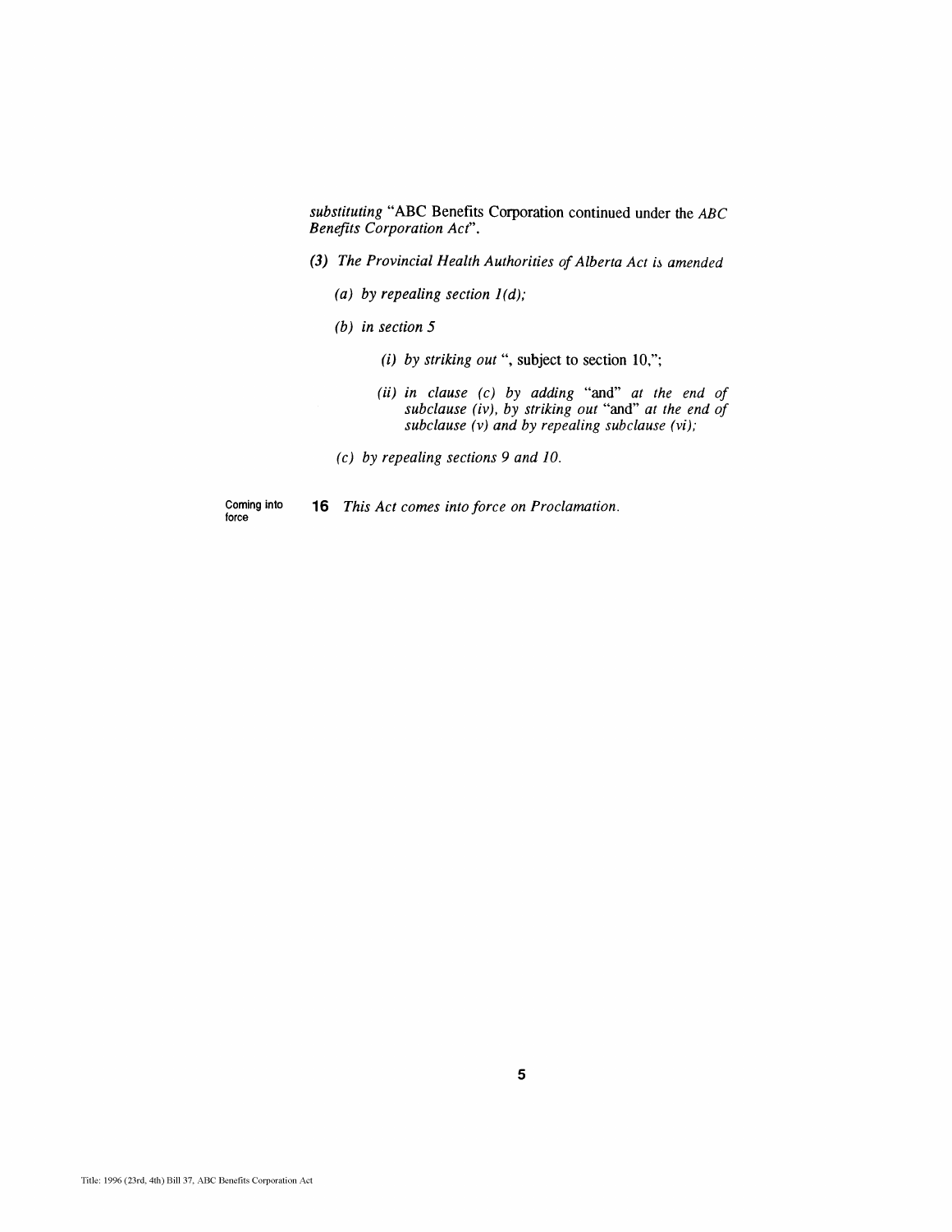*substituting* "ABC Benefits Corporation continued under the *ABC Benefits Corporation Act*".

*(3) The Provincial Health Authorities of Alberta Act is amended*

*(a) by repealing section 1(d);*

*(b) in section 5*

*(i) by striking out* ", subject to section 10,";

*(ii) in clause (c) by adding* "and" *at the end of subclause (iv), by striking out* "and" *at the end of subclause (v) and by repealing subclause (vi);*

*(c) by repealing sections 9 and 10.*

Coming into force

**16** *This Act comes into force on Proclamation.*

Title: 1996 (23rd, 4th) Bill 37, ABC Benefits Corporation Act